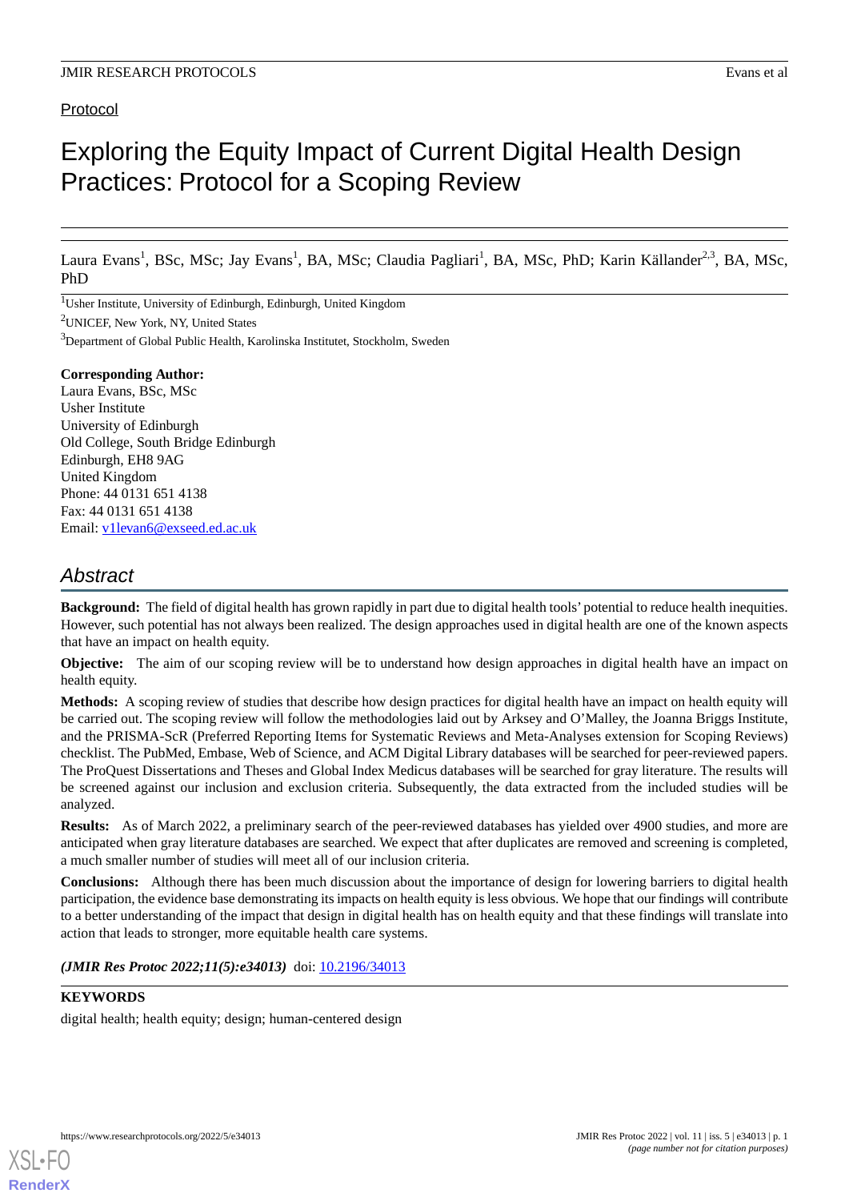Protocol

# Exploring the Equity Impact of Current Digital Health Design Practices: Protocol for a Scoping Review

Laura Evans[1], BSc, MSc; Jay Evans[1], BA, MSc; Claudia Pagliari[1], BA, MSc, PhD; Karin Källander[2,3], BA, MSc, PhD

[1]Usher Institute, University of Edinburgh, Edinburgh, United Kingdom

[2]UNICEF, New York, NY, United States

[3]Department of Global Public Health, Karolinska Institutet, Stockholm, Sweden

**Corresponding Author:**
Laura Evans, BSc, MSc
Usher Institute
University of Edinburgh
Old College, South Bridge Edinburgh
Edinburgh, EH8 9AG
United Kingdom
Phone: 44 0131 651 4138
Fax: 44 0131 651 4138
Email: v1levan6@exseed.ed.ac.uk

## Abstract

**Background:** The field of digital health has grown rapidly in part due to digital health tools' potential to reduce health inequities. However, such potential has not always been realized. The design approaches used in digital health are one of the known aspects that have an impact on health equity.

**Objective:** The aim of our scoping review will be to understand how design approaches in digital health have an impact on health equity.

**Methods:** A scoping review of studies that describe how design practices for digital health have an impact on health equity will be carried out. The scoping review will follow the methodologies laid out by Arksey and O'Malley, the Joanna Briggs Institute, and the PRISMA-ScR (Preferred Reporting Items for Systematic Reviews and Meta-Analyses extension for Scoping Reviews) checklist. The PubMed, Embase, Web of Science, and ACM Digital Library databases will be searched for peer-reviewed papers. The ProQuest Dissertations and Theses and Global Index Medicus databases will be searched for gray literature. The results will be screened against our inclusion and exclusion criteria. Subsequently, the data extracted from the included studies will be analyzed.

**Results:** As of March 2022, a preliminary search of the peer-reviewed databases has yielded over 4900 studies, and more are anticipated when gray literature databases are searched. We expect that after duplicates are removed and screening is completed, a much smaller number of studies will meet all of our inclusion criteria.

**Conclusions:** Although there has been much discussion about the importance of design for lowering barriers to digital health participation, the evidence base demonstrating its impacts on health equity is less obvious. We hope that our findings will contribute to a better understanding of the impact that design in digital health has on health equity and that these findings will translate into action that leads to stronger, more equitable health care systems.

***(JMIR Res Protoc 2022;11(5):e34013)*** doi: 10.2196/34013

**KEYWORDS**

digital health; health equity; design; human-centered design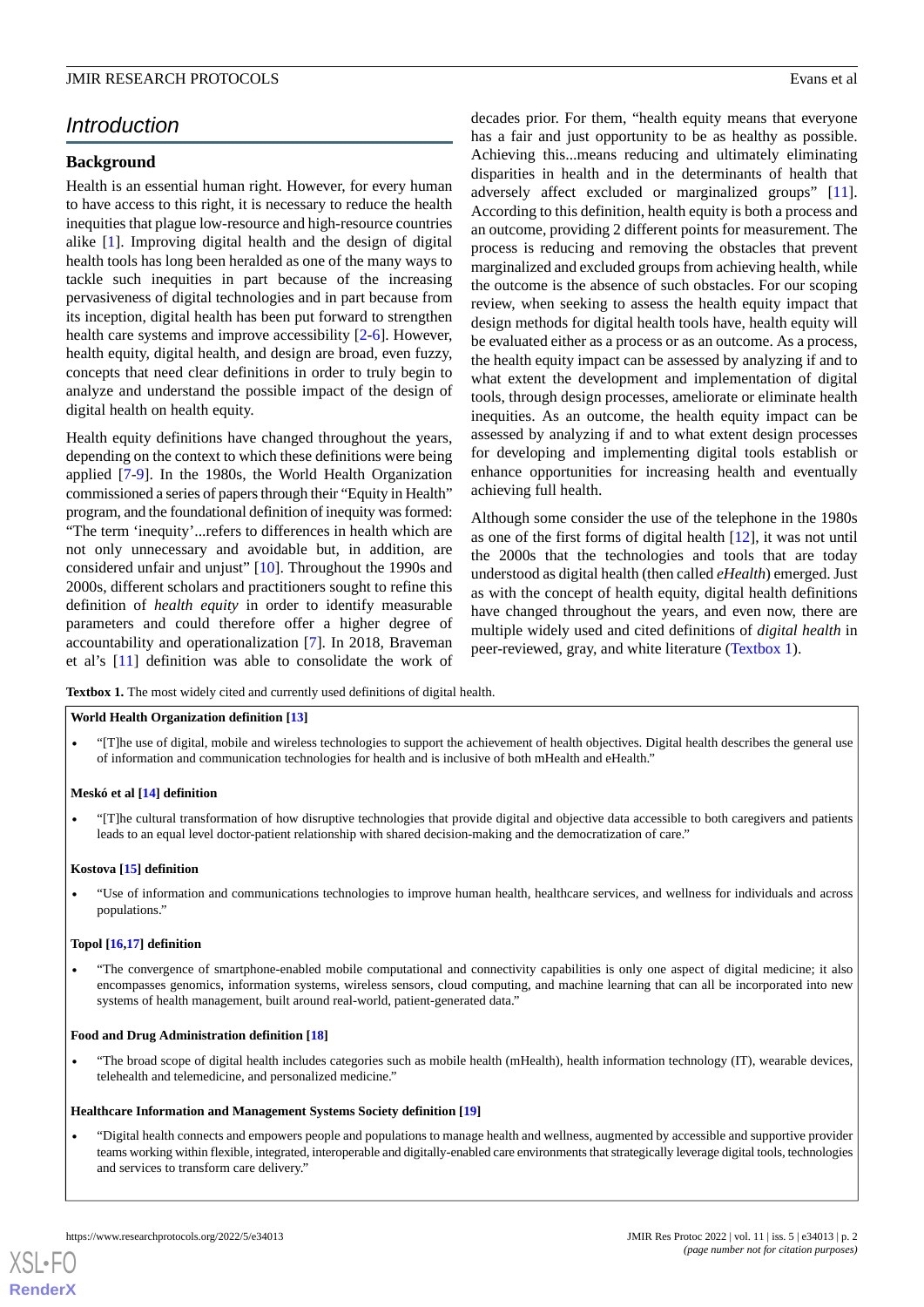## Introduction

### Background

Health is an essential human right. However, for every human to have access to this right, it is necessary to reduce the health inequities that plague low-resource and high-resource countries alike [1]. Improving digital health and the design of digital health tools has long been heralded as one of the many ways to tackle such inequities in part because of the increasing pervasiveness of digital technologies and in part because from its inception, digital health has been put forward to strengthen health care systems and improve accessibility [2-6]. However, health equity, digital health, and design are broad, even fuzzy, concepts that need clear definitions in order to truly begin to analyze and understand the possible impact of the design of digital health on health equity.

Health equity definitions have changed throughout the years, depending on the context to which these definitions were being applied [7-9]. In the 1980s, the World Health Organization commissioned a series of papers through their "Equity in Health" program, and the foundational definition of inequity was formed: "The term 'inequity'...refers to differences in health which are not only unnecessary and avoidable but, in addition, are considered unfair and unjust" [10]. Throughout the 1990s and 2000s, different scholars and practitioners sought to refine this definition of *health equity* in order to identify measurable parameters and could therefore offer a higher degree of accountability and operationalization [7]. In 2018, Braveman et al's [11] definition was able to consolidate the work of decades prior. For them, "health equity means that everyone has a fair and just opportunity to be as healthy as possible. Achieving this...means reducing and ultimately eliminating disparities in health and in the determinants of health that adversely affect excluded or marginalized groups" [11]. According to this definition, health equity is both a process and an outcome, providing 2 different points for measurement. The process is reducing and removing the obstacles that prevent marginalized and excluded groups from achieving health, while the outcome is the absence of such obstacles. For our scoping review, when seeking to assess the health equity impact that design methods for digital health tools have, health equity will be evaluated either as a process or as an outcome. As a process, the health equity impact can be assessed by analyzing if and to what extent the development and implementation of digital tools, through design processes, ameliorate or eliminate health inequities. As an outcome, the health equity impact can be assessed by analyzing if and to what extent design processes for developing and implementing digital tools establish or enhance opportunities for increasing health and eventually achieving full health.

Although some consider the use of the telephone in the 1980s as one of the first forms of digital health [12], it was not until the 2000s that the technologies and tools that are today understood as digital health (then called *eHealth*) emerged. Just as with the concept of health equity, digital health definitions have changed throughout the years, and even now, there are multiple widely used and cited definitions of *digital health* in peer-reviewed, gray, and white literature (Textbox 1).

**Textbox 1.** The most widely cited and currently used definitions of digital health.

**World Health Organization definition [13]**

- "[T]he use of digital, mobile and wireless technologies to support the achievement of health objectives. Digital health describes the general use of information and communication technologies for health and is inclusive of both mHealth and eHealth."

**Meskó et al [14] definition**

- "[T]he cultural transformation of how disruptive technologies that provide digital and objective data accessible to both caregivers and patients leads to an equal level doctor-patient relationship with shared decision-making and the democratization of care."

**Kostova [15] definition**

- "Use of information and communications technologies to improve human health, healthcare services, and wellness for individuals and across populations."

**Topol [16,17] definition**

- "The convergence of smartphone-enabled mobile computational and connectivity capabilities is only one aspect of digital medicine; it also encompasses genomics, information systems, wireless sensors, cloud computing, and machine learning that can all be incorporated into new systems of health management, built around real-world, patient-generated data."

**Food and Drug Administration definition [18]**

- "The broad scope of digital health includes categories such as mobile health (mHealth), health information technology (IT), wearable devices, telehealth and telemedicine, and personalized medicine."

**Healthcare Information and Management Systems Society definition [19]**

- "Digital health connects and empowers people and populations to manage health and wellness, augmented by accessible and supportive provider teams working within flexible, integrated, interoperable and digitally-enabled care environments that strategically leverage digital tools, technologies and services to transform care delivery."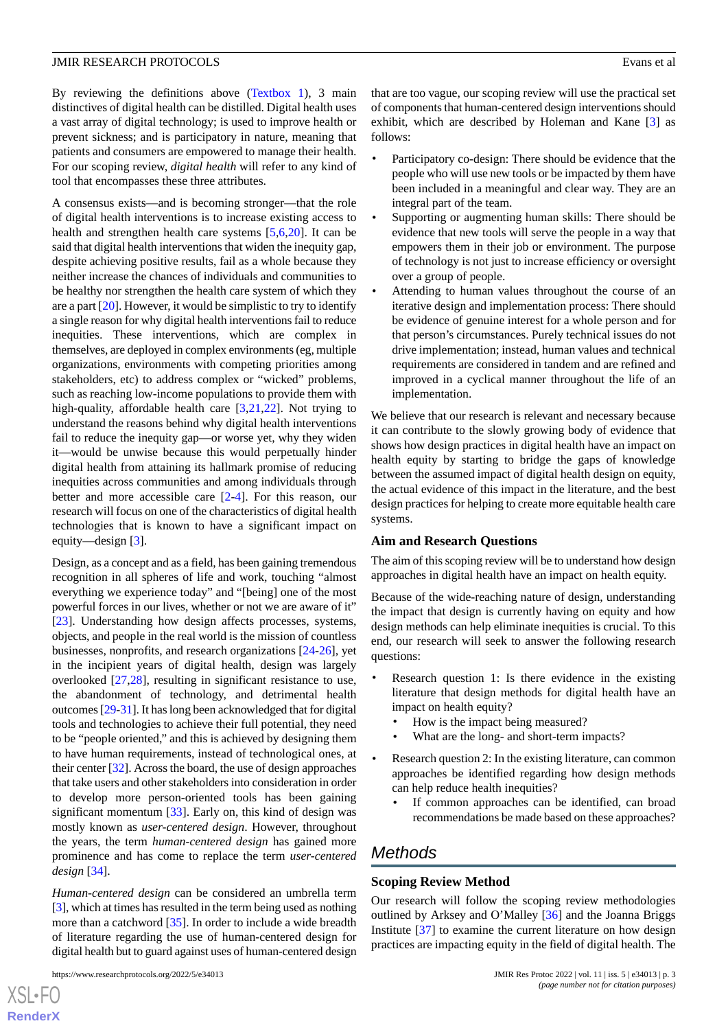By reviewing the definitions above (Textbox 1), 3 main distinctives of digital health can be distilled. Digital health uses a vast array of digital technology; is used to improve health or prevent sickness; and is participatory in nature, meaning that patients and consumers are empowered to manage their health. For our scoping review, *digital health* will refer to any kind of tool that encompasses these three attributes.

A consensus exists—and is becoming stronger—that the role of digital health interventions is to increase existing access to health and strengthen health care systems [5,6,20]. It can be said that digital health interventions that widen the inequity gap, despite achieving positive results, fail as a whole because they neither increase the chances of individuals and communities to be healthy nor strengthen the health care system of which they are a part [20]. However, it would be simplistic to try to identify a single reason for why digital health interventions fail to reduce inequities. These interventions, which are complex in themselves, are deployed in complex environments (eg, multiple organizations, environments with competing priorities among stakeholders, etc) to address complex or "wicked" problems, such as reaching low-income populations to provide them with high-quality, affordable health care [3,21,22]. Not trying to understand the reasons behind why digital health interventions fail to reduce the inequity gap—or worse yet, why they widen it—would be unwise because this would perpetually hinder digital health from attaining its hallmark promise of reducing inequities across communities and among individuals through better and more accessible care [2-4]. For this reason, our research will focus on one of the characteristics of digital health technologies that is known to have a significant impact on equity—design [3].

Design, as a concept and as a field, has been gaining tremendous recognition in all spheres of life and work, touching "almost everything we experience today" and "[being] one of the most powerful forces in our lives, whether or not we are aware of it" [23]. Understanding how design affects processes, systems, objects, and people in the real world is the mission of countless businesses, nonprofits, and research organizations [24-26], yet in the incipient years of digital health, design was largely overlooked [27,28], resulting in significant resistance to use, the abandonment of technology, and detrimental health outcomes [29-31]. It has long been acknowledged that for digital tools and technologies to achieve their full potential, they need to be "people oriented," and this is achieved by designing them to have human requirements, instead of technological ones, at their center [32]. Across the board, the use of design approaches that take users and other stakeholders into consideration in order to develop more person-oriented tools has been gaining significant momentum [33]. Early on, this kind of design was mostly known as *user-centered design*. However, throughout the years, the term *human-centered design* has gained more prominence and has come to replace the term *user-centered design* [34].

*Human-centered design* can be considered an umbrella term [3], which at times has resulted in the term being used as nothing more than a catchword [35]. In order to include a wide breadth of literature regarding the use of human-centered design for digital health but to guard against uses of human-centered design that are too vague, our scoping review will use the practical set of components that human-centered design interventions should exhibit, which are described by Holeman and Kane [3] as follows:

- Participatory co-design: There should be evidence that the people who will use new tools or be impacted by them have been included in a meaningful and clear way. They are an integral part of the team.
- Supporting or augmenting human skills: There should be evidence that new tools will serve the people in a way that empowers them in their job or environment. The purpose of technology is not just to increase efficiency or oversight over a group of people.
- Attending to human values throughout the course of an iterative design and implementation process: There should be evidence of genuine interest for a whole person and for that person's circumstances. Purely technical issues do not drive implementation; instead, human values and technical requirements are considered in tandem and are refined and improved in a cyclical manner throughout the life of an implementation.

We believe that our research is relevant and necessary because it can contribute to the slowly growing body of evidence that shows how design practices in digital health have an impact on health equity by starting to bridge the gaps of knowledge between the assumed impact of digital health design on equity, the actual evidence of this impact in the literature, and the best design practices for helping to create more equitable health care systems.

### Aim and Research Questions

The aim of this scoping review will be to understand how design approaches in digital health have an impact on health equity.

Because of the wide-reaching nature of design, understanding the impact that design is currently having on equity and how design methods can help eliminate inequities is crucial. To this end, our research will seek to answer the following research questions:

- Research question 1: Is there evidence in the existing literature that design methods for digital health have an impact on health equity?
  - How is the impact being measured?
  - What are the long- and short-term impacts?
- Research question 2: In the existing literature, can common approaches be identified regarding how design methods can help reduce health inequities?
  - If common approaches can be identified, can broad recommendations be made based on these approaches?

## Methods

### Scoping Review Method

Our research will follow the scoping review methodologies outlined by Arksey and O'Malley [36] and the Joanna Briggs Institute [37] to examine the current literature on how design practices are impacting equity in the field of digital health. The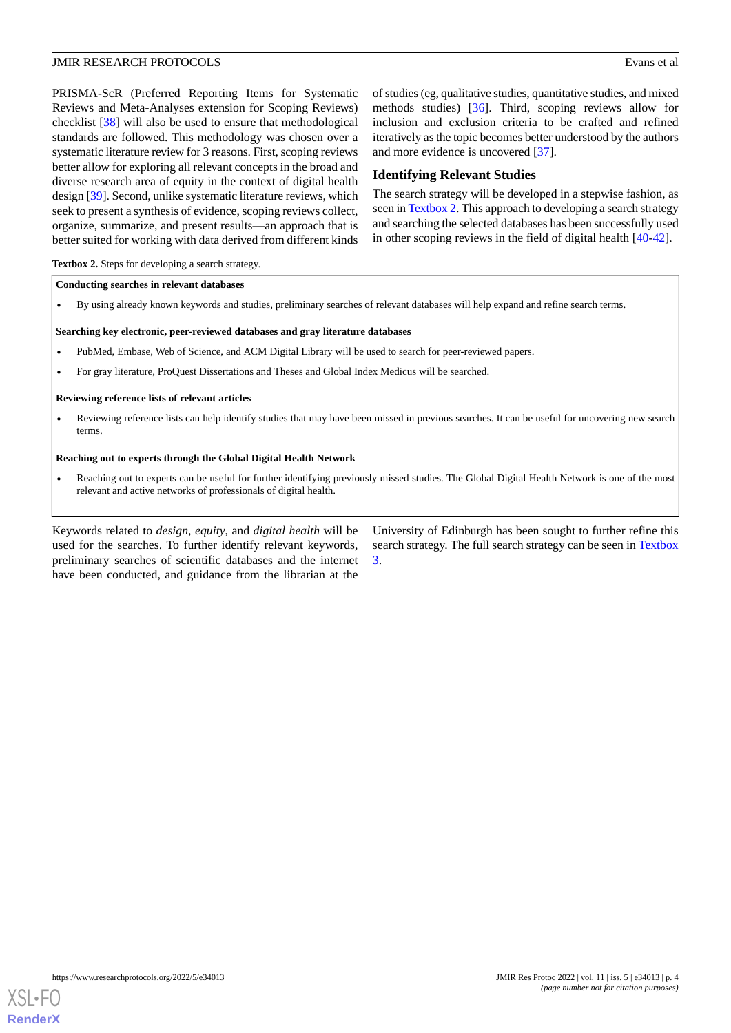PRISMA-ScR (Preferred Reporting Items for Systematic Reviews and Meta-Analyses extension for Scoping Reviews) checklist [38] will also be used to ensure that methodological standards are followed. This methodology was chosen over a systematic literature review for 3 reasons. First, scoping reviews better allow for exploring all relevant concepts in the broad and diverse research area of equity in the context of digital health design [39]. Second, unlike systematic literature reviews, which seek to present a synthesis of evidence, scoping reviews collect, organize, summarize, and present results—an approach that is better suited for working with data derived from different kinds of studies (eg, qualitative studies, quantitative studies, and mixed methods studies) [36]. Third, scoping reviews allow for inclusion and exclusion criteria to be crafted and refined iteratively as the topic becomes better understood by the authors and more evidence is uncovered [37].

## Identifying Relevant Studies

The search strategy will be developed in a stepwise fashion, as seen in Textbox 2. This approach to developing a search strategy and searching the selected databases has been successfully used in other scoping reviews in the field of digital health [40-42].

**Textbox 2.** Steps for developing a search strategy.

**Conducting searches in relevant databases**

- By using already known keywords and studies, preliminary searches of relevant databases will help expand and refine search terms.

**Searching key electronic, peer-reviewed databases and gray literature databases**

- PubMed, Embase, Web of Science, and ACM Digital Library will be used to search for peer-reviewed papers.
- For gray literature, ProQuest Dissertations and Theses and Global Index Medicus will be searched.

**Reviewing reference lists of relevant articles**

- Reviewing reference lists can help identify studies that may have been missed in previous searches. It can be useful for uncovering new search terms.

**Reaching out to experts through the Global Digital Health Network**

- Reaching out to experts can be useful for further identifying previously missed studies. The Global Digital Health Network is one of the most relevant and active networks of professionals of digital health.

Keywords related to *design*, *equity*, and *digital health* will be used for the searches. To further identify relevant keywords, preliminary searches of scientific databases and the internet have been conducted, and guidance from the librarian at the University of Edinburgh has been sought to further refine this search strategy. The full search strategy can be seen in Textbox 3.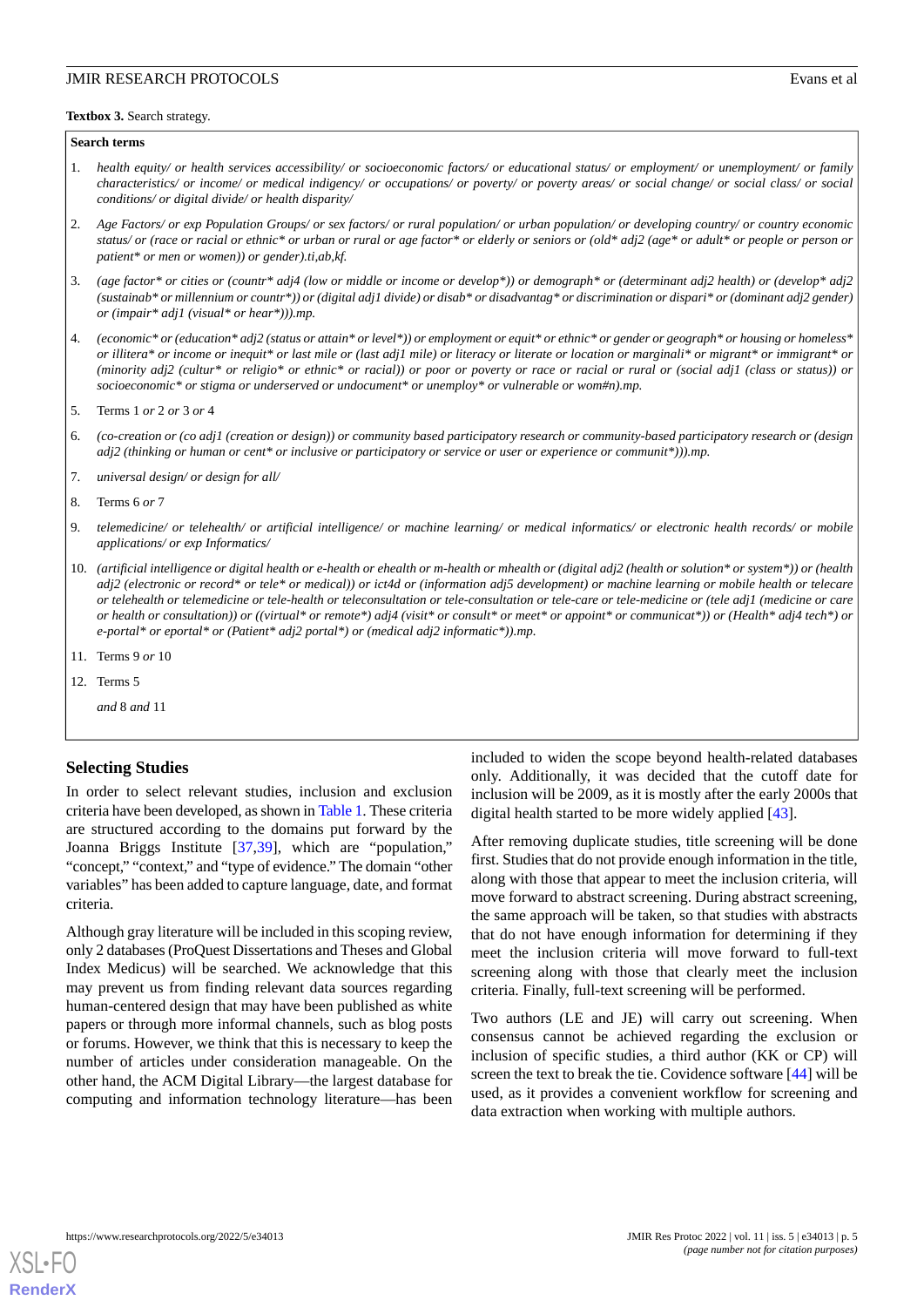**Textbox 3.** Search strategy.

**Search terms**

1. *health equity/ or health services accessibility/ or socioeconomic factors/ or educational status/ or employment/ or unemployment/ or family characteristics/ or income/ or medical indigency/ or occupations/ or poverty/ or poverty areas/ or social change/ or social class/ or social conditions/ or digital divide/ or health disparity/*
2. *Age Factors/ or exp Population Groups/ or sex factors/ or rural population/ or urban population/ or developing country/ or country economic status/ or (race or racial or ethnic* or urban or rural or age factor* or elderly or seniors or (old* adj2 (age* or adult* or people or person or patient* or men or women)) or gender).ti,ab,kf.*
3. *(age factor* or cities or (countr* adj4 (low or middle or income or develop*)) or demograph* or (determinant adj2 health) or (develop* adj2 (sustainab* or millennium or countr*)) or (digital adj1 divide) or disab* or disadvantag* or discrimination or dispari* or (dominant adj2 gender) or (impair* adj1 (visual* or hear*))).mp.*
4. *(economic* or (education* adj2 (status or attain* or level*)) or employment or equit* or ethnic* or gender or geograph* or housing or homeless* or illitera* or income or inequit* or last mile or (last adj1 mile) or literacy or literate or location or marginali* or migrant* or immigrant* or (minority adj2 (cultur* or religio* or ethnic* or racial)) or poor or poverty or race or racial or rural or (social adj1 (class or status)) or socioeconomic* or stigma or underserved or undocument* or unemploy* or vulnerable or wom#n).mp.*
5. Terms 1 *or* 2 *or* 3 *or* 4
6. *(co-creation or (co adj1 (creation or design)) or community based participatory research or community-based participatory research or (design adj2 (thinking or human or cent* or inclusive or participatory or service or user or experience or communit*))).mp.*
7. *universal design/ or design for all/*
8. Terms 6 *or* 7
9. *telemedicine/ or telehealth/ or artificial intelligence/ or machine learning/ or medical informatics/ or electronic health records/ or mobile applications/ or exp Informatics/*
10. *(artificial intelligence or digital health or e-health or ehealth or m-health or mhealth or (digital adj2 (health or solution* or system*)) or (health adj2 (electronic or record* or tele* or medical)) or ict4d or (information adj5 development) or machine learning or mobile health or telecare or telehealth or telemedicine or tele-health or teleconsultation or tele-consultation or tele-care or tele-medicine or (tele adj1 (medicine or care or health or consultation)) or ((virtual* or remote*) adj4 (visit* or consult* or meet* or appoint* or communicat*)) or (Health* adj4 tech*) or e-portal* or eportal* or (Patient* adj2 portal*) or (medical adj2 informatic*)).mp.*
11. Terms 9 *or* 10
12. Terms 5

    *and* 8 *and* 11

## Selecting Studies

In order to select relevant studies, inclusion and exclusion criteria have been developed, as shown in Table 1. These criteria are structured according to the domains put forward by the Joanna Briggs Institute [37,39], which are "population," "concept," "context," and "type of evidence." The domain "other variables" has been added to capture language, date, and format criteria.

Although gray literature will be included in this scoping review, only 2 databases (ProQuest Dissertations and Theses and Global Index Medicus) will be searched. We acknowledge that this may prevent us from finding relevant data sources regarding human-centered design that may have been published as white papers or through more informal channels, such as blog posts or forums. However, we think that this is necessary to keep the number of articles under consideration manageable. On the other hand, the ACM Digital Library—the largest database for computing and information technology literature—has been included to widen the scope beyond health-related databases only. Additionally, it was decided that the cutoff date for inclusion will be 2009, as it is mostly after the early 2000s that digital health started to be more widely applied [43].

After removing duplicate studies, title screening will be done first. Studies that do not provide enough information in the title, along with those that appear to meet the inclusion criteria, will move forward to abstract screening. During abstract screening, the same approach will be taken, so that studies with abstracts that do not have enough information for determining if they meet the inclusion criteria will move forward to full-text screening along with those that clearly meet the inclusion criteria. Finally, full-text screening will be performed.

Two authors (LE and JE) will carry out screening. When consensus cannot be achieved regarding the exclusion or inclusion of specific studies, a third author (KK or CP) will screen the text to break the tie. Covidence software [44] will be used, as it provides a convenient workflow for screening and data extraction when working with multiple authors.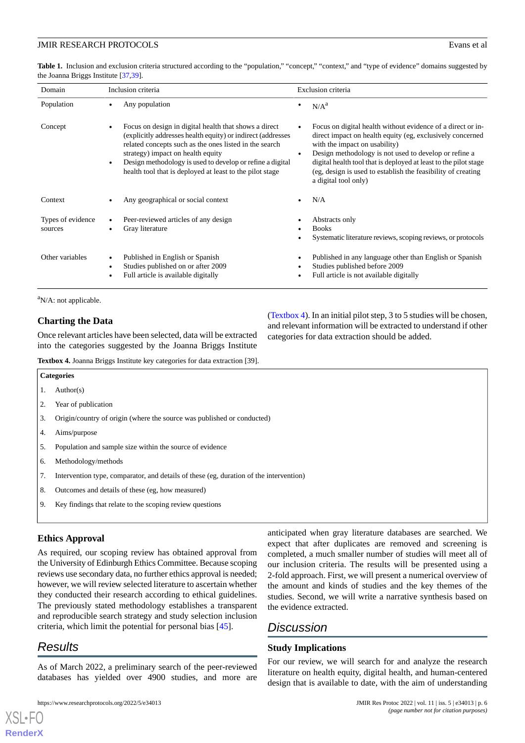**Table 1.** Inclusion and exclusion criteria structured according to the "population," "concept," "context," and "type of evidence" domains suggested by the Joanna Briggs Institute [37,39].

| Domain | Inclusion criteria | Exclusion criteria |
|---|---|---|
| Population | • Any population | • N/A[a] |
| Concept | • Focus on design in digital health that shows a direct (explicitly addresses health equity) or indirect (addresses related concepts such as the ones listed in the search strategy) impact on health equity<br>• Design methodology is used to develop or refine a digital health tool that is deployed at least to the pilot stage | • Focus on digital health without evidence of a direct or indirect impact on health equity (eg, exclusively concerned with the impact on usability)<br>• Design methodology is not used to develop or refine a digital health tool that is deployed at least to the pilot stage (eg, design is used to establish the feasibility of creating a digital tool only) |
| Context | • Any geographical or social context | • N/A |
| Types of evidence sources | • Peer-reviewed articles of any design<br>• Gray literature | • Abstracts only<br>• Books<br>• Systematic literature reviews, scoping reviews, or protocols |
| Other variables | • Published in English or Spanish<br>• Studies published on or after 2009<br>• Full article is available digitally | • Published in any language other than English or Spanish<br>• Studies published before 2009<br>• Full article is not available digitally |

[a]N/A: not applicable.

### Charting the Data

Once relevant articles have been selected, data will be extracted into the categories suggested by the Joanna Briggs Institute (Textbox 4). In an initial pilot step, 3 to 5 studies will be chosen, and relevant information will be extracted to understand if other categories for data extraction should be added.

**Textbox 4.** Joanna Briggs Institute key categories for data extraction [39].

**Categories**

1. Author(s)
2. Year of publication
3. Origin/country of origin (where the source was published or conducted)
4. Aims/purpose
5. Population and sample size within the source of evidence
6. Methodology/methods
7. Intervention type, comparator, and details of these (eg, duration of the intervention)
8. Outcomes and details of these (eg, how measured)
9. Key findings that relate to the scoping review questions

### Ethics Approval

As required, our scoping review has obtained approval from the University of Edinburgh Ethics Committee. Because scoping reviews use secondary data, no further ethics approval is needed; however, we will review selected literature to ascertain whether they conducted their research according to ethical guidelines. The previously stated methodology establishes a transparent and reproducible search strategy and study selection inclusion criteria, which limit the potential for personal bias [45].

## Results

As of March 2022, a preliminary search of the peer-reviewed databases has yielded over 4900 studies, and more are anticipated when gray literature databases are searched. We expect that after duplicates are removed and screening is completed, a much smaller number of studies will meet all of our inclusion criteria. The results will be presented using a 2-fold approach. First, we will present a numerical overview of the amount and kinds of studies and the key themes of the studies. Second, we will write a narrative synthesis based on the evidence extracted.

## Discussion

### Study Implications

For our review, we will search for and analyze the research literature on health equity, digital health, and human-centered design that is available to date, with the aim of understanding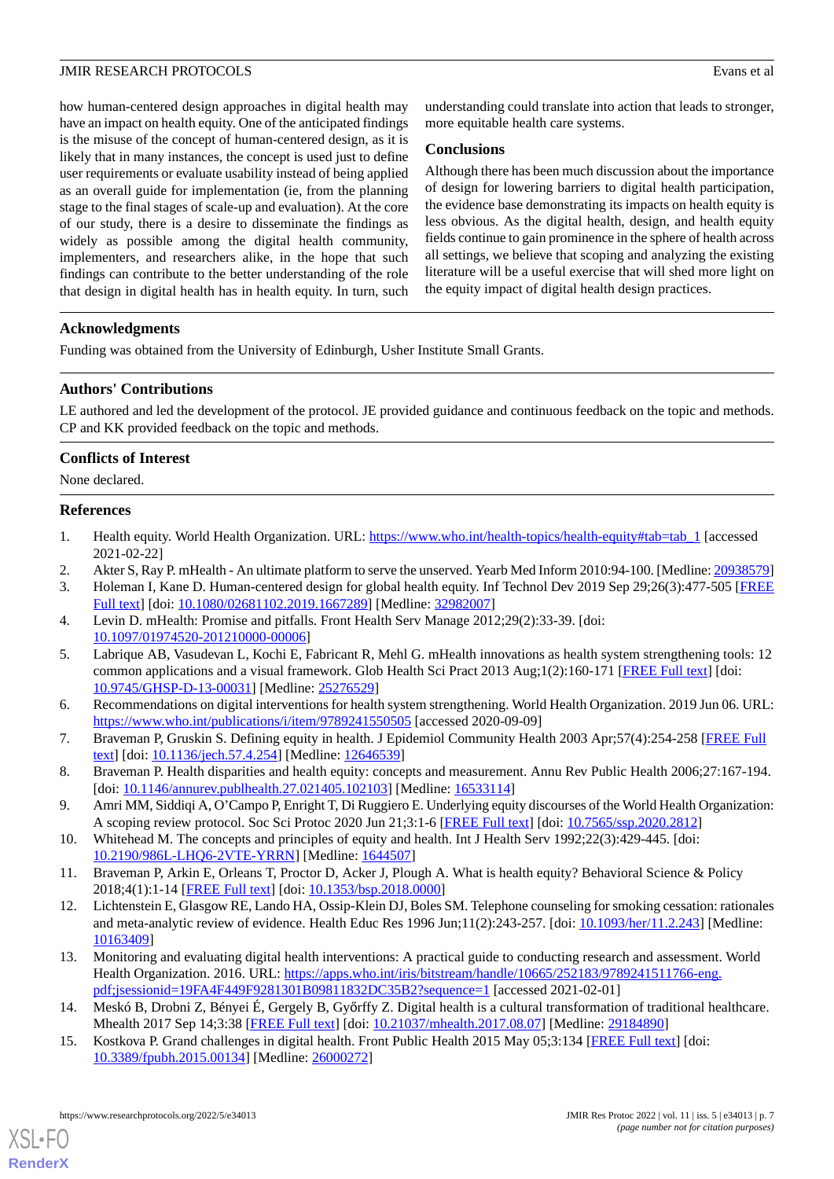how human-centered design approaches in digital health may have an impact on health equity. One of the anticipated findings is the misuse of the concept of human-centered design, as it is likely that in many instances, the concept is used just to define user requirements or evaluate usability instead of being applied as an overall guide for implementation (ie, from the planning stage to the final stages of scale-up and evaluation). At the core of our study, there is a desire to disseminate the findings as widely as possible among the digital health community, implementers, and researchers alike, in the hope that such findings can contribute to the better understanding of the role that design in digital health has in health equity. In turn, such understanding could translate into action that leads to stronger, more equitable health care systems.

## Conclusions

Although there has been much discussion about the importance of design for lowering barriers to digital health participation, the evidence base demonstrating its impacts on health equity is less obvious. As the digital health, design, and health equity fields continue to gain prominence in the sphere of health across all settings, we believe that scoping and analyzing the existing literature will be a useful exercise that will shed more light on the equity impact of digital health design practices.

## Acknowledgments

Funding was obtained from the University of Edinburgh, Usher Institute Small Grants.

## Authors' Contributions

LE authored and led the development of the protocol. JE provided guidance and continuous feedback on the topic and methods. CP and KK provided feedback on the topic and methods.

## Conflicts of Interest

None declared.

## References

1. Health equity. World Health Organization. URL: https://www.who.int/health-topics/health-equity#tab=tab_1 [accessed 2021-02-22]
2. Akter S, Ray P. mHealth - An ultimate platform to serve the unserved. Yearb Med Inform 2010:94-100. [Medline: 20938579]
3. Holeman I, Kane D. Human-centered design for global health equity. Inf Technol Dev 2019 Sep 29;26(3):477-505 [FREE Full text] [doi: 10.1080/02681102.2019.1667289] [Medline: 32982007]
4. Levin D. mHealth: Promise and pitfalls. Front Health Serv Manage 2012;29(2):33-39. [doi: 10.1097/01974520-201210000-00006]
5. Labrique AB, Vasudevan L, Kochi E, Fabricant R, Mehl G. mHealth innovations as health system strengthening tools: 12 common applications and a visual framework. Glob Health Sci Pract 2013 Aug;1(2):160-171 [FREE Full text] [doi: 10.9745/GHSP-D-13-00031] [Medline: 25276529]
6. Recommendations on digital interventions for health system strengthening. World Health Organization. 2019 Jun 06. URL: https://www.who.int/publications/i/item/9789241550505 [accessed 2020-09-09]
7. Braveman P, Gruskin S. Defining equity in health. J Epidemiol Community Health 2003 Apr;57(4):254-258 [FREE Full text] [doi: 10.1136/jech.57.4.254] [Medline: 12646539]
8. Braveman P. Health disparities and health equity: concepts and measurement. Annu Rev Public Health 2006;27:167-194. [doi: 10.1146/annurev.publhealth.27.021405.102103] [Medline: 16533114]
9. Amri MM, Siddiqi A, O'Campo P, Enright T, Di Ruggiero E. Underlying equity discourses of the World Health Organization: A scoping review protocol. Soc Sci Protoc 2020 Jun 21;3:1-6 [FREE Full text] [doi: 10.7565/ssp.2020.2812]
10. Whitehead M. The concepts and principles of equity and health. Int J Health Serv 1992;22(3):429-445. [doi: 10.2190/986L-LHQ6-2VTE-YRRN] [Medline: 1644507]
11. Braveman P, Arkin E, Orleans T, Proctor D, Acker J, Plough A. What is health equity? Behavioral Science & Policy 2018;4(1):1-14 [FREE Full text] [doi: 10.1353/bsp.2018.0000]
12. Lichtenstein E, Glasgow RE, Lando HA, Ossip-Klein DJ, Boles SM. Telephone counseling for smoking cessation: rationales and meta-analytic review of evidence. Health Educ Res 1996 Jun;11(2):243-257. [doi: 10.1093/her/11.2.243] [Medline: 10163409]
13. Monitoring and evaluating digital health interventions: A practical guide to conducting research and assessment. World Health Organization. 2016. URL: https://apps.who.int/iris/bitstream/handle/10665/252183/9789241511766-eng.pdf;jsessionid=19FA4F449F9281301B09811832DC35B2?sequence=1 [accessed 2021-02-01]
14. Meskó B, Drobni Z, Bényei É, Gergely B, Győrffy Z. Digital health is a cultural transformation of traditional healthcare. Mhealth 2017 Sep 14;3:38 [FREE Full text] [doi: 10.21037/mhealth.2017.08.07] [Medline: 29184890]
15. Kostkova P. Grand challenges in digital health. Front Public Health 2015 May 05;3:134 [FREE Full text] [doi: 10.3389/fpubh.2015.00134] [Medline: 26000272]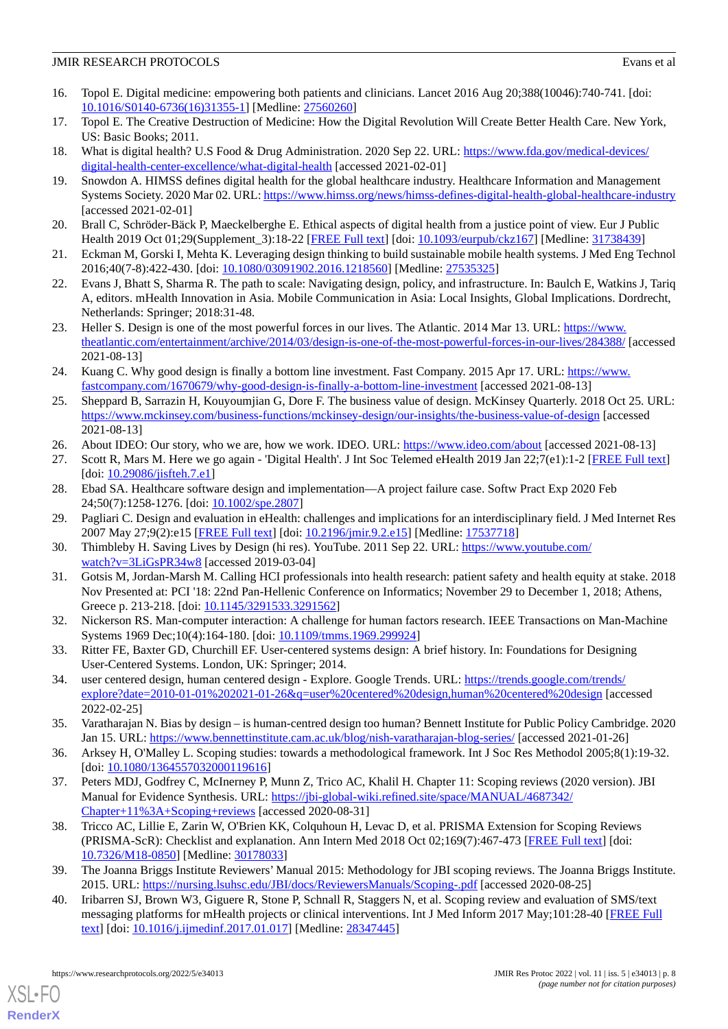16. Topol E. Digital medicine: empowering both patients and clinicians. Lancet 2016 Aug 20;388(10046):740-741. [doi: 10.1016/S0140-6736(16)31355-1] [Medline: 27560260]
17. Topol E. The Creative Destruction of Medicine: How the Digital Revolution Will Create Better Health Care. New York, US: Basic Books; 2011.
18. What is digital health? U.S Food & Drug Administration. 2020 Sep 22. URL: https://www.fda.gov/medical-devices/digital-health-center-excellence/what-digital-health [accessed 2021-02-01]
19. Snowdon A. HIMSS defines digital health for the global healthcare industry. Healthcare Information and Management Systems Society. 2020 Mar 02. URL: https://www.himss.org/news/himss-defines-digital-health-global-healthcare-industry [accessed 2021-02-01]
20. Brall C, Schröder-Bäck P, Maeckelberghe E. Ethical aspects of digital health from a justice point of view. Eur J Public Health 2019 Oct 01;29(Supplement_3):18-22 [FREE Full text] [doi: 10.1093/eurpub/ckz167] [Medline: 31738439]
21. Eckman M, Gorski I, Mehta K. Leveraging design thinking to build sustainable mobile health systems. J Med Eng Technol 2016;40(7-8):422-430. [doi: 10.1080/03091902.2016.1218560] [Medline: 27535325]
22. Evans J, Bhatt S, Sharma R. The path to scale: Navigating design, policy, and infrastructure. In: Baulch E, Watkins J, Tariq A, editors. mHealth Innovation in Asia. Mobile Communication in Asia: Local Insights, Global Implications. Dordrecht, Netherlands: Springer; 2018:31-48.
23. Heller S. Design is one of the most powerful forces in our lives. The Atlantic. 2014 Mar 13. URL: https://www.theatlantic.com/entertainment/archive/2014/03/design-is-one-of-the-most-powerful-forces-in-our-lives/284388/ [accessed 2021-08-13]
24. Kuang C. Why good design is finally a bottom line investment. Fast Company. 2015 Apr 17. URL: https://www.fastcompany.com/1670679/why-good-design-is-finally-a-bottom-line-investment [accessed 2021-08-13]
25. Sheppard B, Sarrazin H, Kouyoumjian G, Dore F. The business value of design. McKinsey Quarterly. 2018 Oct 25. URL: https://www.mckinsey.com/business-functions/mckinsey-design/our-insights/the-business-value-of-design [accessed 2021-08-13]
26. About IDEO: Our story, who we are, how we work. IDEO. URL: https://www.ideo.com/about [accessed 2021-08-13]
27. Scott R, Mars M. Here we go again - 'Digital Health'. J Int Soc Telemed eHealth 2019 Jan 22;7(e1):1-2 [FREE Full text] [doi: 10.29086/jisfteh.7.e1]
28. Ebad SA. Healthcare software design and implementation—A project failure case. Softw Pract Exp 2020 Feb 24;50(7):1258-1276. [doi: 10.1002/spe.2807]
29. Pagliari C. Design and evaluation in eHealth: challenges and implications for an interdisciplinary field. J Med Internet Res 2007 May 27;9(2):e15 [FREE Full text] [doi: 10.2196/jmir.9.2.e15] [Medline: 17537718]
30. Thimbleby H. Saving Lives by Design (hi res). YouTube. 2011 Sep 22. URL: https://www.youtube.com/watch?v=3LiGsPR34w8 [accessed 2019-03-04]
31. Gotsis M, Jordan-Marsh M. Calling HCI professionals into health research: patient safety and health equity at stake. 2018 Nov Presented at: PCI '18: 22nd Pan-Hellenic Conference on Informatics; November 29 to December 1, 2018; Athens, Greece p. 213-218. [doi: 10.1145/3291533.3291562]
32. Nickerson RS. Man-computer interaction: A challenge for human factors research. IEEE Transactions on Man-Machine Systems 1969 Dec;10(4):164-180. [doi: 10.1109/tmms.1969.299924]
33. Ritter FE, Baxter GD, Churchill EF. User-centered systems design: A brief history. In: Foundations for Designing User-Centered Systems. London, UK: Springer; 2014.
34. user centered design, human centered design - Explore. Google Trends. URL: https://trends.google.com/trends/explore?date=2010-01-01%202021-01-26&q=user%20centered%20design,human%20centered%20design [accessed 2022-02-25]
35. Varatharajan N. Bias by design – is human-centred design too human? Bennett Institute for Public Policy Cambridge. 2020 Jan 15. URL: https://www.bennettinstitute.cam.ac.uk/blog/nish-varatharajan-blog-series/ [accessed 2021-01-26]
36. Arksey H, O'Malley L. Scoping studies: towards a methodological framework. Int J Soc Res Methodol 2005;8(1):19-32. [doi: 10.1080/1364557032000119616]
37. Peters MDJ, Godfrey C, McInerney P, Munn Z, Trico AC, Khalil H. Chapter 11: Scoping reviews (2020 version). JBI Manual for Evidence Synthesis. URL: https://jbi-global-wiki.refined.site/space/MANUAL/4687342/Chapter+11%3A+Scoping+reviews [accessed 2020-08-31]
38. Tricco AC, Lillie E, Zarin W, O'Brien KK, Colquhoun H, Levac D, et al. PRISMA Extension for Scoping Reviews (PRISMA-ScR): Checklist and explanation. Ann Intern Med 2018 Oct 02;169(7):467-473 [FREE Full text] [doi: 10.7326/M18-0850] [Medline: 30178033]
39. The Joanna Briggs Institute Reviewers' Manual 2015: Methodology for JBI scoping reviews. The Joanna Briggs Institute. 2015. URL: https://nursing.lsuhsc.edu/JBI/docs/ReviewersManuals/Scoping-.pdf [accessed 2020-08-25]
40. Iribarren SJ, Brown W3, Giguere R, Stone P, Schnall R, Staggers N, et al. Scoping review and evaluation of SMS/text messaging platforms for mHealth projects or clinical interventions. Int J Med Inform 2017 May;101:28-40 [FREE Full text] [doi: 10.1016/j.ijmedinf.2017.01.017] [Medline: 28347445]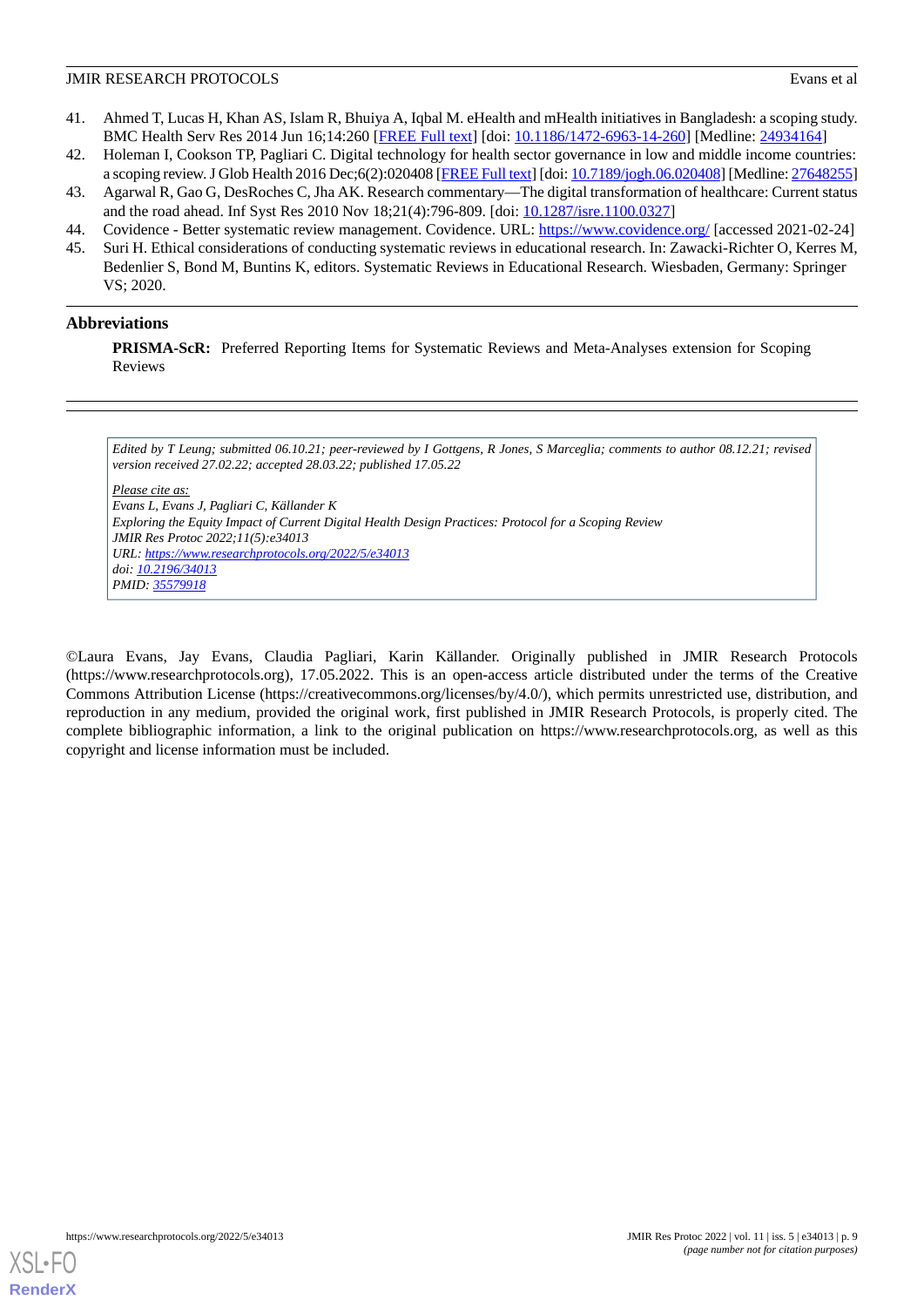41. Ahmed T, Lucas H, Khan AS, Islam R, Bhuiya A, Iqbal M. eHealth and mHealth initiatives in Bangladesh: a scoping study. BMC Health Serv Res 2014 Jun 16;14:260 [FREE Full text] [doi: 10.1186/1472-6963-14-260] [Medline: 24934164]
42. Holeman I, Cookson TP, Pagliari C. Digital technology for health sector governance in low and middle income countries: a scoping review. J Glob Health 2016 Dec;6(2):020408 [FREE Full text] [doi: 10.7189/jogh.06.020408] [Medline: 27648255]
43. Agarwal R, Gao G, DesRoches C, Jha AK. Research commentary—The digital transformation of healthcare: Current status and the road ahead. Inf Syst Res 2010 Nov 18;21(4):796-809. [doi: 10.1287/isre.1100.0327]
44. Covidence - Better systematic review management. Covidence. URL: https://www.covidence.org/ [accessed 2021-02-24]
45. Suri H. Ethical considerations of conducting systematic reviews in educational research. In: Zawacki-Richter O, Kerres M, Bedenlier S, Bond M, Buntins K, editors. Systematic Reviews in Educational Research. Wiesbaden, Germany: Springer VS; 2020.

## Abbreviations

**PRISMA-ScR:** Preferred Reporting Items for Systematic Reviews and Meta-Analyses extension for Scoping Reviews

*Edited by T Leung; submitted 06.10.21; peer-reviewed by I Gottgens, R Jones, S Marceglia; comments to author 08.12.21; revised version received 27.02.22; accepted 28.03.22; published 17.05.22*

*Please cite as:*
*Evans L, Evans J, Pagliari C, Källander K*
*Exploring the Equity Impact of Current Digital Health Design Practices: Protocol for a Scoping Review*
*JMIR Res Protoc 2022;11(5):e34013*
*URL: https://www.researchprotocols.org/2022/5/e34013*
*doi: 10.2196/34013*
*PMID: 35579918*

©Laura Evans, Jay Evans, Claudia Pagliari, Karin Källander. Originally published in JMIR Research Protocols (https://www.researchprotocols.org), 17.05.2022. This is an open-access article distributed under the terms of the Creative Commons Attribution License (https://creativecommons.org/licenses/by/4.0/), which permits unrestricted use, distribution, and reproduction in any medium, provided the original work, first published in JMIR Research Protocols, is properly cited. The complete bibliographic information, a link to the original publication on https://www.researchprotocols.org, as well as this copyright and license information must be included.